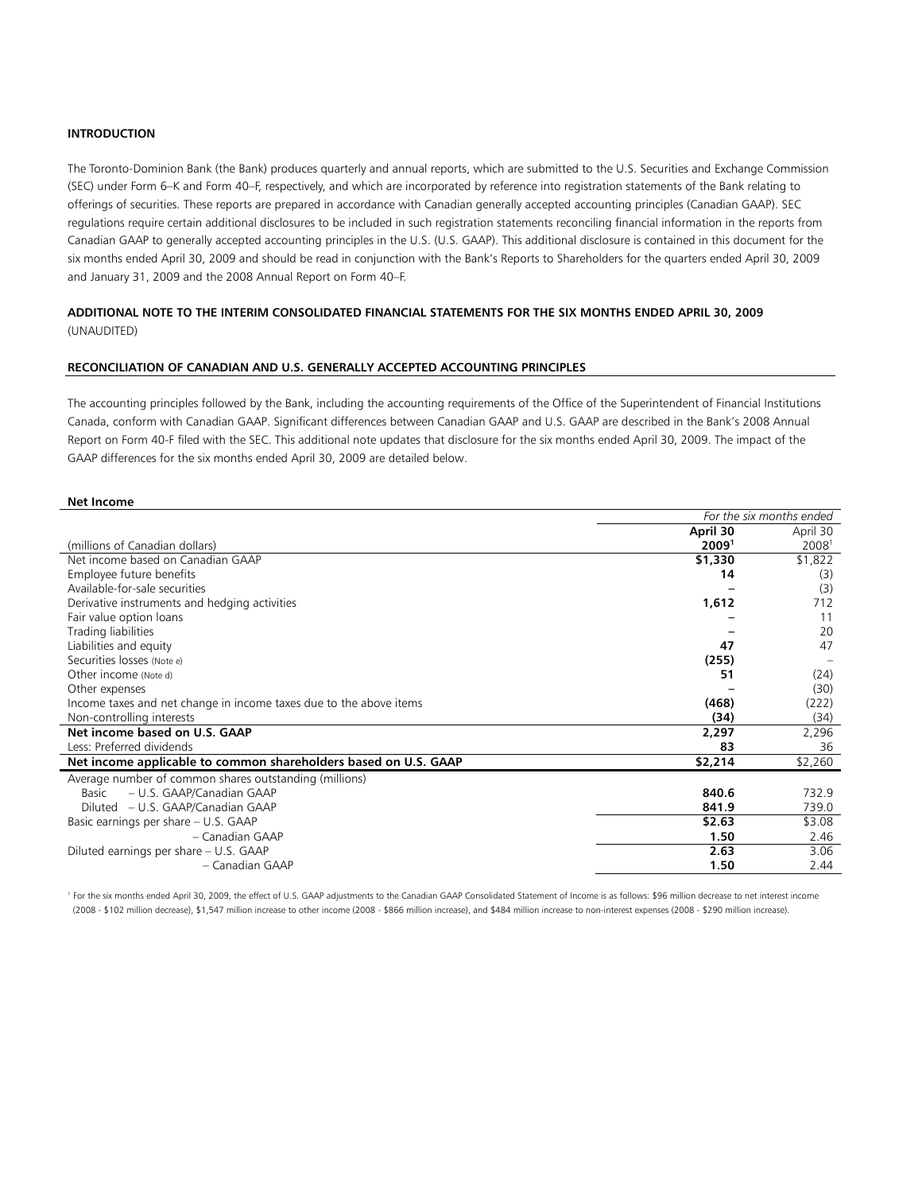**INTRODUCTION**

The Toronto-Dominion Bank (the Bank) produces quarterly and annual reports, which are submitted to the U.S. Securities and Exchange Commission (SEC) under Form 6–K and Form 40–F, respectively, and which are incorporated by reference into registration statements of the Bank relating to offerings of securities. These reports are prepared in accordance with Canadian generally accepted accounting principles (Canadian GAAP). SEC regulations require certain additional disclosures to be included in such registration statements reconciling financial information in the reports from Canadian GAAP to generally accepted accounting principles in the U.S. (U.S. GAAP). This additional disclosure is contained in this document for the six months ended April 30, 2009 and should be read in conjunction with the Bank's Reports to Shareholders for the quarters ended April 30, 2009 and January 31, 2009 and the 2008 Annual Report on Form 40–F.

**ADDITIONAL NOTE TO THE INTERIM CONSOLIDATED FINANCIAL STATEMENTS FOR THE SIX MONTHS ENDED APRIL 30, 2009**
(UNAUDITED)

**RECONCILIATION OF CANADIAN AND U.S. GENERALLY ACCEPTED ACCOUNTING PRINCIPLES**

The accounting principles followed by the Bank, including the accounting requirements of the Office of the Superintendent of Financial Institutions Canada, conform with Canadian GAAP. Significant differences between Canadian GAAP and U.S. GAAP are described in the Bank's 2008 Annual Report on Form 40-F filed with the SEC. This additional note updates that disclosure for the six months ended April 30, 2009. The impact of the GAAP differences for the six months ended April 30, 2009 are detailed below.

**Net Income**

| | *For the six months ended* | |
|---|---|---|
| (millions of Canadian dollars) | **April 30 2009**[1] | April 30 2008[1] |
| Net income based on Canadian GAAP | **$1,330** | $1,822 |
| Employee future benefits | **14** | (3) |
| Available-for-sale securities | **–** | (3) |
| Derivative instruments and hedging activities | **1,612** | 712 |
| Fair value option loans | **–** | 11 |
| Trading liabilities | **–** | 20 |
| Liabilities and equity | **47** | 47 |
| Securities losses (Note e) | **(255)** | – |
| Other income (Note d) | **51** | (24) |
| Other expenses | **–** | (30) |
| Income taxes and net change in income taxes due to the above items | **(468)** | (222) |
| Non-controlling interests | **(34)** | (34) |
| **Net income based on U.S. GAAP** | **2,297** | 2,296 |
| Less: Preferred dividends | **83** | 36 |
| **Net income applicable to common shareholders based on U.S. GAAP** | **$2,214** | $2,260 |
| Average number of common shares outstanding (millions) | | |
| Basic – U.S. GAAP/Canadian GAAP | **840.6** | 732.9 |
| Diluted – U.S. GAAP/Canadian GAAP | **841.9** | 739.0 |
| Basic earnings per share – U.S. GAAP | **$2.63** | $3.08 |
| – Canadian GAAP | **1.50** | 2.46 |
| Diluted earnings per share – U.S. GAAP | **2.63** | 3.06 |
| – Canadian GAAP | **1.50** | 2.44 |

[1] For the six months ended April 30, 2009, the effect of U.S. GAAP adjustments to the Canadian GAAP Consolidated Statement of Income is as follows: $96 million decrease to net interest income (2008 - $102 million decrease), $1,547 million increase to other income (2008 - $866 million increase), and $484 million increase to non-interest expenses (2008 - $290 million increase).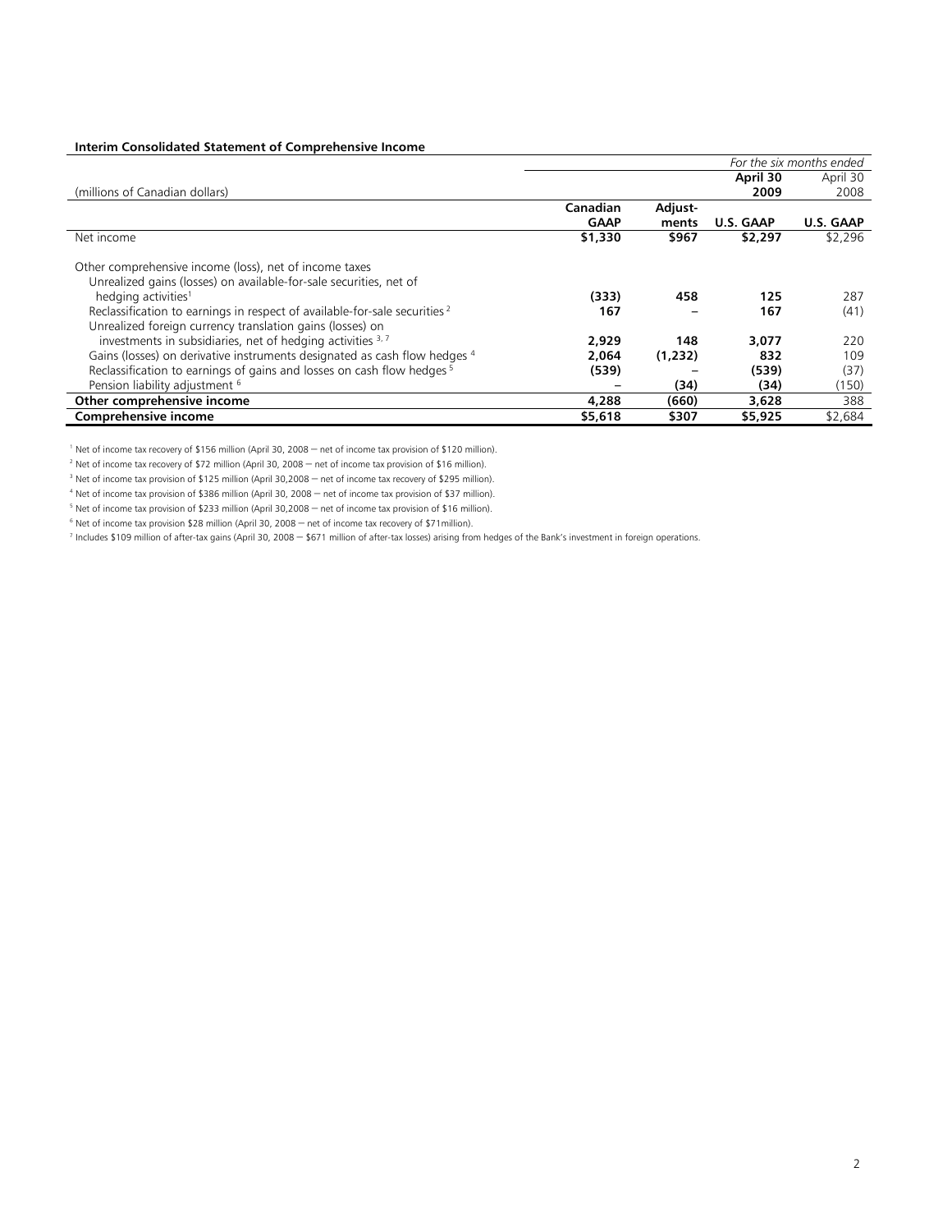**Interim Consolidated Statement of Comprehensive Income**

| (millions of Canadian dollars) | | | *For the six months ended* | |
|---|---|---|---|---|
| | | | **April 30 2009** | April 30 2008 |
| | **Canadian GAAP** | **Adjust-ments** | **U.S. GAAP** | **U.S. GAAP** |
| Net income | **$1,330** | **$967** | **$2,297** | $2,296 |
| Other comprehensive income (loss), net of income taxes | | | | |
| Unrealized gains (losses) on available-for-sale securities, net of hedging activities[1] | **(333)** | **458** | **125** | 287 |
| Reclassification to earnings in respect of available-for-sale securities [2] | **167** | **–** | **167** | (41) |
| Unrealized foreign currency translation gains (losses) on investments in subsidiaries, net of hedging activities [3, 7] | **2,929** | **148** | **3,077** | 220 |
| Gains (losses) on derivative instruments designated as cash flow hedges [4] | **2,064** | **(1,232)** | **832** | 109 |
| Reclassification to earnings of gains and losses on cash flow hedges [5] | **(539)** | **–** | **(539)** | (37) |
| Pension liability adjustment [6] | **–** | **(34)** | **(34)** | (150) |
| **Other comprehensive income** | **4,288** | **(660)** | **3,628** | 388 |
| **Comprehensive income** | **$5,618** | **$307** | **$5,925** | $2,684 |

[1] Net of income tax recovery of $156 million (April 30, 2008 – net of income tax provision of $120 million).

[2] Net of income tax recovery of $72 million (April 30, 2008 – net of income tax provision of $16 million).

[3] Net of income tax provision of $125 million (April 30,2008 – net of income tax recovery of $295 million).

[4] Net of income tax provision of $386 million (April 30, 2008 – net of income tax provision of $37 million).

[5] Net of income tax provision of $233 million (April 30,2008 – net of income tax provision of $16 million).

[6] Net of income tax provision $28 million (April 30, 2008 – net of income tax recovery of $71million).

[7] Includes $109 million of after-tax gains (April 30, 2008 – $671 million of after-tax losses) arising from hedges of the Bank's investment in foreign operations.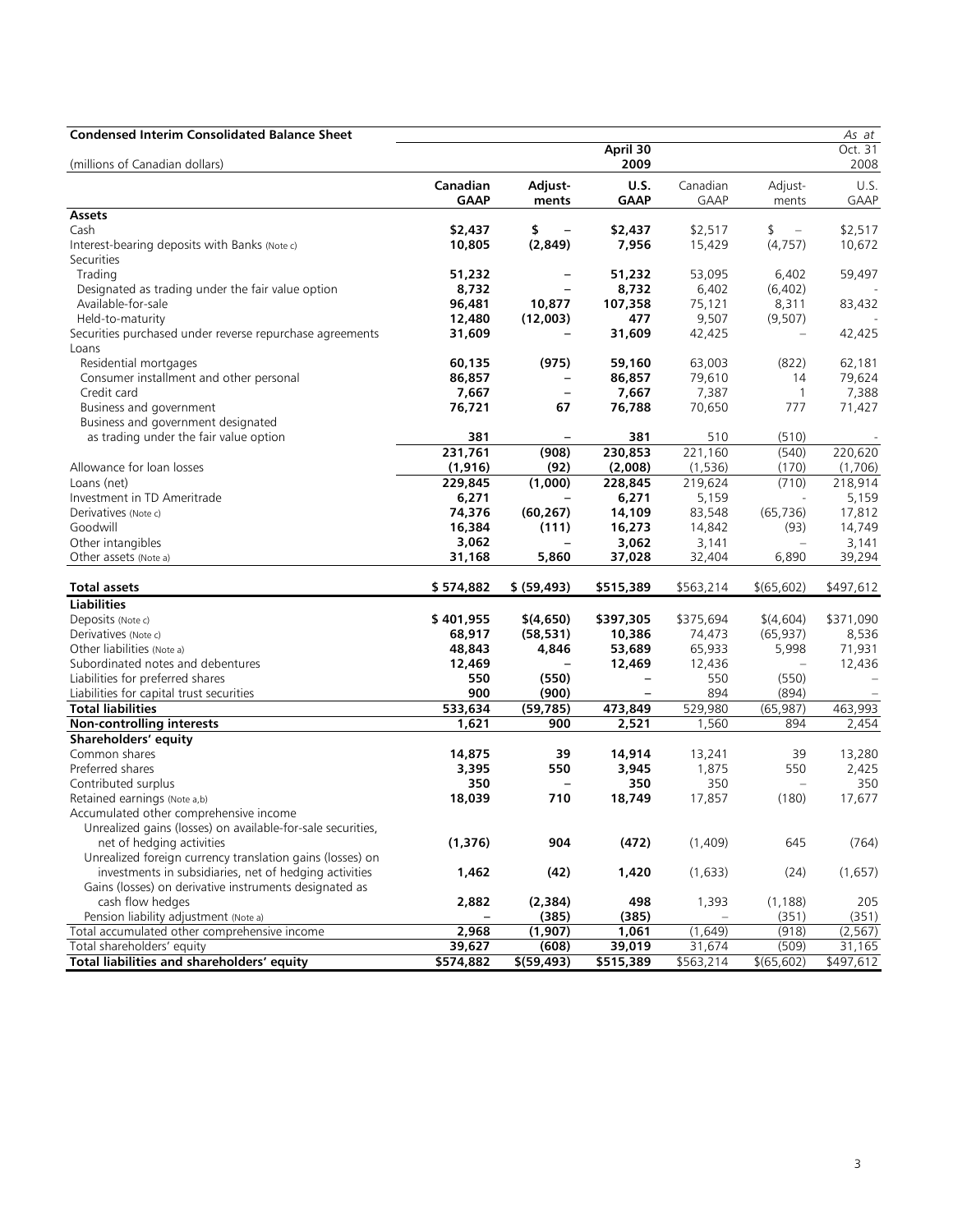**Condensed Interim Consolidated Balance Sheet**

| (millions of Canadian dollars) | | April 30 2009 | | | | *As at* Oct. 31 2008 |
|---|---|---|---|---|---|---|
| | **Canadian GAAP** | **Adjust-ments** | **U.S. GAAP** | Canadian GAAP | Adjust-ments | U.S. GAAP |
| **Assets** | | | | | | |
| Cash | **$2,437** | **$ –** | **$2,437** | $2,517 | $ – | $2,517 |
| Interest-bearing deposits with Banks (Note c) | **10,805** | **(2,849)** | **7,956** | 15,429 | (4,757) | 10,672 |
| Securities | | | | | | |
| Trading | **51,232** | **–** | **51,232** | 53,095 | 6,402 | 59,497 |
| Designated as trading under the fair value option | **8,732** | **–** | **8,732** | 6,402 | (6,402) | - |
| Available-for-sale | **96,481** | **10,877** | **107,358** | 75,121 | 8,311 | 83,432 |
| Held-to-maturity | **12,480** | **(12,003)** | **477** | 9,507 | (9,507) | - |
| Securities purchased under reverse repurchase agreements | **31,609** | **–** | **31,609** | 42,425 | – | 42,425 |
| Loans | | | | | | |
| Residential mortgages | **60,135** | **(975)** | **59,160** | 63,003 | (822) | 62,181 |
| Consumer installment and other personal | **86,857** | **–** | **86,857** | 79,610 | 14 | 79,624 |
| Credit card | **7,667** | **–** | **7,667** | 7,387 | 1 | 7,388 |
| Business and government | **76,721** | **67** | **76,788** | 70,650 | 777 | 71,427 |
| Business and government designated as trading under the fair value option | **381** | **–** | **381** | 510 | (510) | - |
| | **231,761** | **(908)** | **230,853** | 221,160 | (540) | 220,620 |
| Allowance for loan losses | **(1,916)** | **(92)** | **(2,008)** | (1,536) | (170) | (1,706) |
| Loans (net) | **229,845** | **(1,000)** | **228,845** | 219,624 | (710) | 218,914 |
| Investment in TD Ameritrade | **6,271** | **–** | **6,271** | 5,159 | - | 5,159 |
| Derivatives (Note c) | **74,376** | **(60,267)** | **14,109** | 83,548 | (65,736) | 17,812 |
| Goodwill | **16,384** | **(111)** | **16,273** | 14,842 | (93) | 14,749 |
| Other intangibles | **3,062** | **–** | **3,062** | 3,141 | – | 3,141 |
| Other assets (Note a) | **31,168** | **5,860** | **37,028** | 32,404 | 6,890 | 39,294 |
| **Total assets** | **$ 574,882** | **$ (59,493)** | **$515,389** | $563,214 | $(65,602) | $497,612 |
| **Liabilities** | | | | | | |
| Deposits (Note c) | **$ 401,955** | **$(4,650)** | **$397,305** | $375,694 | $(4,604) | $371,090 |
| Derivatives (Note c) | **68,917** | **(58,531)** | **10,386** | 74,473 | (65,937) | 8,536 |
| Other liabilities (Note a) | **48,843** | **4,846** | **53,689** | 65,933 | 5,998 | 71,931 |
| Subordinated notes and debentures | **12,469** | **–** | **12,469** | 12,436 | – | 12,436 |
| Liabilities for preferred shares | **550** | **(550)** | **–** | 550 | (550) | – |
| Liabilities for capital trust securities | **900** | **(900)** | **–** | 894 | (894) | – |
| **Total liabilities** | **533,634** | **(59,785)** | **473,849** | 529,980 | (65,987) | 463,993 |
| **Non-controlling interests** | **1,621** | **900** | **2,521** | 1,560 | 894 | 2,454 |
| **Shareholders' equity** | | | | | | |
| Common shares | **14,875** | **39** | **14,914** | 13,241 | 39 | 13,280 |
| Preferred shares | **3,395** | **550** | **3,945** | 1,875 | 550 | 2,425 |
| Contributed surplus | **350** | **–** | **350** | 350 | – | 350 |
| Retained earnings (Note a,b) | **18,039** | **710** | **18,749** | 17,857 | (180) | 17,677 |
| Accumulated other comprehensive income | | | | | | |
| Unrealized gains (losses) on available-for-sale securities, net of hedging activities | **(1,376)** | **904** | **(472)** | (1,409) | 645 | (764) |
| Unrealized foreign currency translation gains (losses) on investments in subsidiaries, net of hedging activities | **1,462** | **(42)** | **1,420** | (1,633) | (24) | (1,657) |
| Gains (losses) on derivative instruments designated as cash flow hedges | **2,882** | **(2,384)** | **498** | 1,393 | (1,188) | 205 |
| Pension liability adjustment (Note a) | **–** | **(385)** | **(385)** | – | (351) | (351) |
| Total accumulated other comprehensive income | **2,968** | **(1,907)** | **1,061** | (1,649) | (918) | (2,567) |
| Total shareholders' equity | **39,627** | **(608)** | **39,019** | 31,674 | (509) | 31,165 |
| **Total liabilities and shareholders' equity** | **$574,882** | **$(59,493)** | **$515,389** | $563,214 | $(65,602) | $497,612 |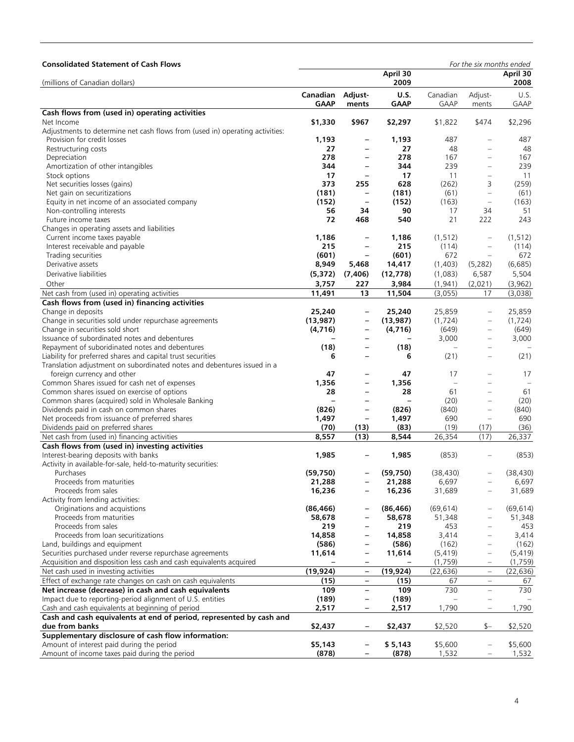**Consolidated Statement of Cash Flows**

| (millions of Canadian dollars) | | | April 30 2009 | | *For the six months ended* | April 30 2008 |
|---|---|---|---|---|---|---|
| | **Canadian GAAP** | **Adjust-ments** | **U.S. GAAP** | Canadian GAAP | Adjust-ments | U.S. GAAP |
| **Cash flows from (used in) operating activities** | | | | | | |
| Net Income | **$1,330** | **$967** | **$2,297** | $1,822 | $474 | $2,296 |
| Adjustments to determine net cash flows from (used in) operating activities: | | | | | | |
| Provision for credit losses | **1,193** | **–** | **1,193** | 487 | – | 487 |
| Restructuring costs | **27** | **–** | **27** | 48 | – | 48 |
| Depreciation | **278** | **–** | **278** | 167 | – | 167 |
| Amortization of other intangibles | **344** | **–** | **344** | 239 | – | 239 |
| Stock options | **17** | **–** | **17** | 11 | – | 11 |
| Net securities losses (gains) | **373** | **255** | **628** | (262) | 3 | (259) |
| Net gain on securitizations | **(181)** | **–** | **(181)** | (61) | – | (61) |
| Equity in net income of an associated company | **(152)** | **–** | **(152)** | (163) | – | (163) |
| Non-controlling interests | **56** | **34** | **90** | 17 | 34 | 51 |
| Future income taxes | **72** | **468** | **540** | 21 | 222 | 243 |
| Changes in operating assets and liabilities | | | | | | |
| Current income taxes payable | **1,186** | **–** | **1,186** | (1,512) | – | (1,512) |
| Interest receivable and payable | **215** | **–** | **215** | (114) | – | (114) |
| Trading securities | **(601)** | **–** | **(601)** | 672 | – | 672 |
| Derivative assets | **8,949** | **5,468** | **14,417** | (1,403) | (5,282) | (6,685) |
| Derivative liabilities | **(5,372)** | **(7,406)** | **(12,778)** | (1,083) | 6,587 | 5,504 |
| Other | **3,757** | **227** | **3,984** | (1,941) | (2,021) | (3,962) |
| Net cash from (used in) operating activities | **11,491** | **13** | **11,504** | (3,055) | 17 | (3,038) |
| **Cash flows from (used in) financing activities** | | | | | | |
| Change in deposits | **25,240** | **–** | **25,240** | 25,859 | – | 25,859 |
| Change in securities sold under repurchase agreements | **(13,987)** | **–** | **(13,987)** | (1,724) | – | (1,724) |
| Change in securities sold short | **(4,716)** | **–** | **(4,716)** | (649) | – | (649) |
| Issuance of subordinated notes and debentures | **–** | **–** | **–** | 3,000 | – | 3,000 |
| Repayment of suboridinated notes and debentures | **(18)** | **–** | **(18)** | – | – | – |
| Liability for preferred shares and capital trust securities | **6** | **–** | **6** | (21) | – | (21) |
| Translation adjustment on subordinated notes and debentures issued in a foreign currency and other | **47** | **–** | **47** | 17 | – | 17 |
| Common Shares issued for cash net of expenses | **1,356** | **–** | **1,356** | – | – | – |
| Common shares issued on exercise of options | **28** | **–** | **28** | 61 | – | 61 |
| Common shares (acquired) sold in Wholesale Banking | **–** | **–** | **–** | (20) | – | (20) |
| Dividends paid in cash on common shares | **(826)** | **–** | **(826)** | (840) | – | (840) |
| Net proceeds from issuance of preferred shares | **1,497** | **–** | **1,497** | 690 | – | 690 |
| Dividends paid on preferred shares | **(70)** | **(13)** | **(83)** | (19) | (17) | (36) |
| Net cash from (used in) financing activities | **8,557** | **(13)** | **8,544** | 26,354 | (17) | 26,337 |
| **Cash flows from (used in) investing activities** | | | | | | |
| Interest-bearing deposits with banks | **1,985** | **–** | **1,985** | (853) | – | (853) |
| Activity in available-for-sale, held-to-maturity securities: | | | | | | |
| Purchases | **(59,750)** | **–** | **(59,750)** | (38,430) | – | (38,430) |
| Proceeds from maturities | **21,288** | **–** | **21,288** | 6,697 | – | 6,697 |
| Proceeds from sales | **16,236** | **–** | **16,236** | 31,689 | – | 31,689 |
| Activity from lending activities: | | | | | | |
| Originations and acquistions | **(86,466)** | **–** | **(86,466)** | (69,614) | – | (69,614) |
| Proceeds from maturities | **58,678** | **–** | **58,678** | 51,348 | – | 51,348 |
| Proceeds from sales | **219** | **–** | **219** | 453 | – | 453 |
| Proceeds from loan securitizations | **14,858** | **–** | **14,858** | 3,414 | – | 3,414 |
| Land, buildings and equipment | **(586)** | **–** | **(586)** | (162) | – | (162) |
| Securities purchased under reverse repurchase agreements | **11,614** | **–** | **11,614** | (5,419) | – | (5,419) |
| Acquisition and disposition less cash and cash equivalents acquired | **–** | **–** | **–** | (1,759) | – | (1,759) |
| Net cash used in investing activities | **(19,924)** | **–** | **(19,924)** | (22,636) | – | (22,636) |
| Effect of exchange rate changes on cash on cash equivalents | **(15)** | **–** | **(15)** | 67 | – | 67 |
| **Net increase (decrease) in cash and cash equivalents** | **109** | **–** | **109** | 730 | – | 730 |
| Impact due to reporting-period alignment of U.S. entities | **(189)** | **–** | **(189)** | – | – | – |
| Cash and cash equivalents at beginning of period | **2,517** | **–** | **2,517** | 1,790 | – | 1,790 |
| **Cash and cash equivalents at end of period, represented by cash and due from banks** | **$2,437** | **–** | **$2,437** | $2,520 | $– | $2,520 |
| **Supplementary disclosure of cash flow information:** | | | | | | |
| Amount of interest paid during the period | **$5,143** | **–** | **$ 5,143** | $5,600 | – | $5,600 |
| Amount of income taxes paid during the period | **(878)** | **–** | **(878)** | 1,532 | – | 1,532 |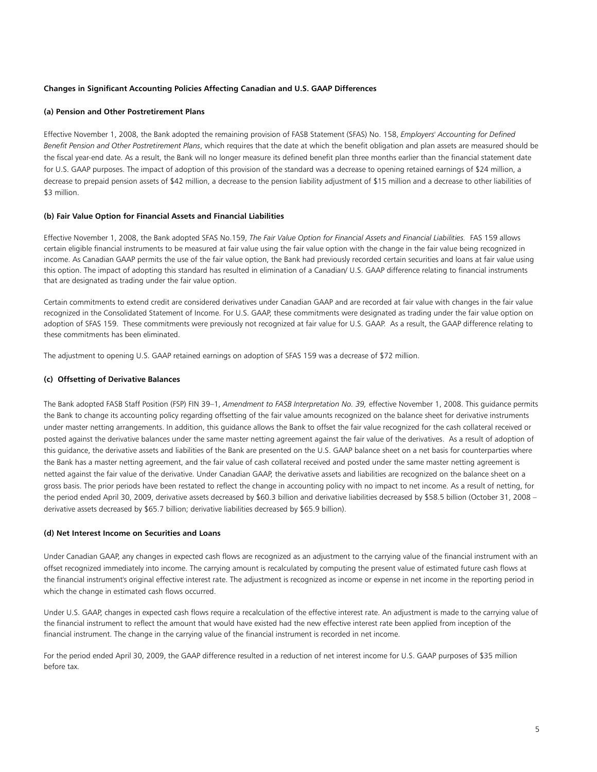**Changes in Significant Accounting Policies Affecting Canadian and U.S. GAAP Differences**

**(a) Pension and Other Postretirement Plans**

Effective November 1, 2008, the Bank adopted the remaining provision of FASB Statement (SFAS) No. 158, *Employers' Accounting for Defined Benefit Pension and Other Postretirement Plans*, which requires that the date at which the benefit obligation and plan assets are measured should be the fiscal year-end date. As a result, the Bank will no longer measure its defined benefit plan three months earlier than the financial statement date for U.S. GAAP purposes. The impact of adoption of this provision of the standard was a decrease to opening retained earnings of $24 million, a decrease to prepaid pension assets of $42 million, a decrease to the pension liability adjustment of $15 million and a decrease to other liabilities of $3 million.

**(b) Fair Value Option for Financial Assets and Financial Liabilities**

Effective November 1, 2008, the Bank adopted SFAS No.159, *The Fair Value Option for Financial Assets and Financial Liabilities.* FAS 159 allows certain eligible financial instruments to be measured at fair value using the fair value option with the change in the fair value being recognized in income. As Canadian GAAP permits the use of the fair value option, the Bank had previously recorded certain securities and loans at fair value using this option. The impact of adopting this standard has resulted in elimination of a Canadian/ U.S. GAAP difference relating to financial instruments that are designated as trading under the fair value option.

Certain commitments to extend credit are considered derivatives under Canadian GAAP and are recorded at fair value with changes in the fair value recognized in the Consolidated Statement of Income. For U.S. GAAP, these commitments were designated as trading under the fair value option on adoption of SFAS 159. These commitments were previously not recognized at fair value for U.S. GAAP. As a result, the GAAP difference relating to these commitments has been eliminated.

The adjustment to opening U.S. GAAP retained earnings on adoption of SFAS 159 was a decrease of $72 million.

**(c) Offsetting of Derivative Balances**

The Bank adopted FASB Staff Position (FSP) FIN 39–1, *Amendment to FASB Interpretation No. 39,* effective November 1, 2008. This guidance permits the Bank to change its accounting policy regarding offsetting of the fair value amounts recognized on the balance sheet for derivative instruments under master netting arrangements. In addition, this guidance allows the Bank to offset the fair value recognized for the cash collateral received or posted against the derivative balances under the same master netting agreement against the fair value of the derivatives. As a result of adoption of this guidance, the derivative assets and liabilities of the Bank are presented on the U.S. GAAP balance sheet on a net basis for counterparties where the Bank has a master netting agreement, and the fair value of cash collateral received and posted under the same master netting agreement is netted against the fair value of the derivative. Under Canadian GAAP, the derivative assets and liabilities are recognized on the balance sheet on a gross basis. The prior periods have been restated to reflect the change in accounting policy with no impact to net income. As a result of netting, for the period ended April 30, 2009, derivative assets decreased by $60.3 billion and derivative liabilities decreased by $58.5 billion (October 31, 2008 – derivative assets decreased by $65.7 billion; derivative liabilities decreased by $65.9 billion).

**(d) Net Interest Income on Securities and Loans**

Under Canadian GAAP, any changes in expected cash flows are recognized as an adjustment to the carrying value of the financial instrument with an offset recognized immediately into income. The carrying amount is recalculated by computing the present value of estimated future cash flows at the financial instrument's original effective interest rate. The adjustment is recognized as income or expense in net income in the reporting period in which the change in estimated cash flows occurred.

Under U.S. GAAP, changes in expected cash flows require a recalculation of the effective interest rate. An adjustment is made to the carrying value of the financial instrument to reflect the amount that would have existed had the new effective interest rate been applied from inception of the financial instrument. The change in the carrying value of the financial instrument is recorded in net income.

For the period ended April 30, 2009, the GAAP difference resulted in a reduction of net interest income for U.S. GAAP purposes of $35 million before tax.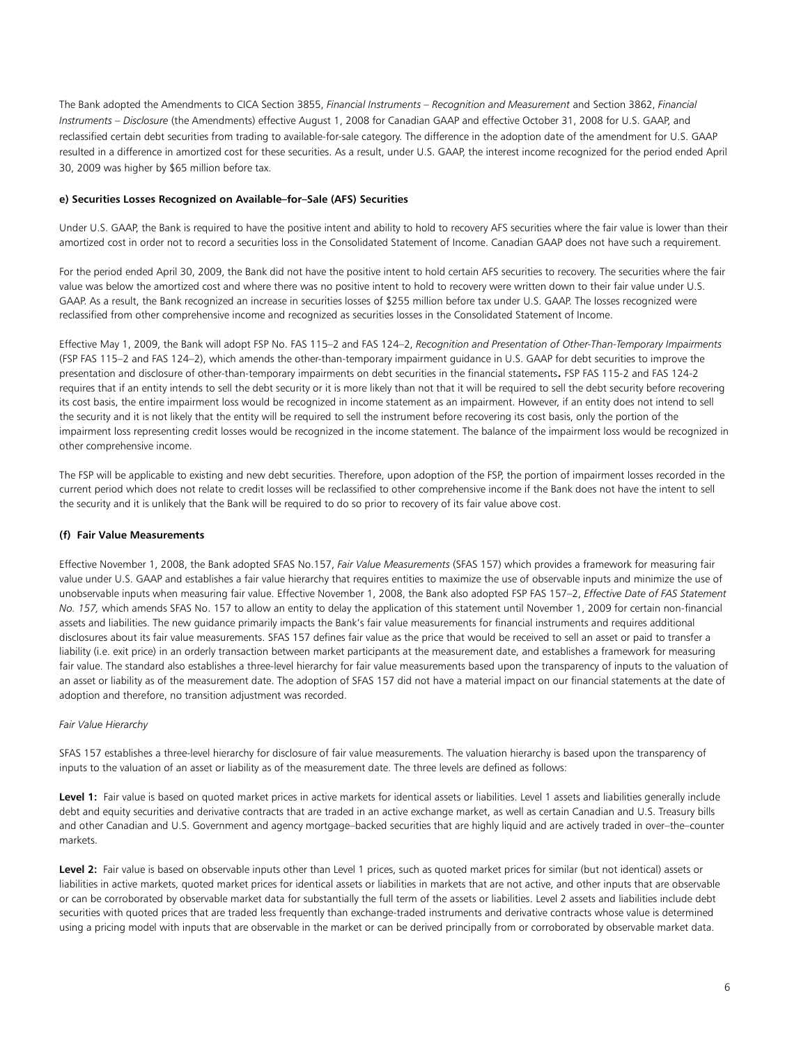The Bank adopted the Amendments to CICA Section 3855, *Financial Instruments – Recognition and Measurement* and Section 3862, *Financial Instruments – Disclosure* (the Amendments) effective August 1, 2008 for Canadian GAAP and effective October 31, 2008 for U.S. GAAP, and reclassified certain debt securities from trading to available-for-sale category. The difference in the adoption date of the amendment for U.S. GAAP resulted in a difference in amortized cost for these securities. As a result, under U.S. GAAP, the interest income recognized for the period ended April 30, 2009 was higher by $65 million before tax.

#### e) Securities Losses Recognized on Available–for–Sale (AFS) Securities

Under U.S. GAAP, the Bank is required to have the positive intent and ability to hold to recovery AFS securities where the fair value is lower than their amortized cost in order not to record a securities loss in the Consolidated Statement of Income. Canadian GAAP does not have such a requirement.

For the period ended April 30, 2009, the Bank did not have the positive intent to hold certain AFS securities to recovery. The securities where the fair value was below the amortized cost and where there was no positive intent to hold to recovery were written down to their fair value under U.S. GAAP. As a result, the Bank recognized an increase in securities losses of $255 million before tax under U.S. GAAP. The losses recognized were reclassified from other comprehensive income and recognized as securities losses in the Consolidated Statement of Income.

Effective May 1, 2009, the Bank will adopt FSP No. FAS 115–2 and FAS 124–2, *Recognition and Presentation of Other-Than-Temporary Impairments* (FSP FAS 115–2 and FAS 124–2), which amends the other-than-temporary impairment guidance in U.S. GAAP for debt securities to improve the presentation and disclosure of other-than-temporary impairments on debt securities in the financial statements**.** FSP FAS 115-2 and FAS 124-2 requires that if an entity intends to sell the debt security or it is more likely than not that it will be required to sell the debt security before recovering its cost basis, the entire impairment loss would be recognized in income statement as an impairment. However, if an entity does not intend to sell the security and it is not likely that the entity will be required to sell the instrument before recovering its cost basis, only the portion of the impairment loss representing credit losses would be recognized in the income statement. The balance of the impairment loss would be recognized in other comprehensive income.

The FSP will be applicable to existing and new debt securities. Therefore, upon adoption of the FSP, the portion of impairment losses recorded in the current period which does not relate to credit losses will be reclassified to other comprehensive income if the Bank does not have the intent to sell the security and it is unlikely that the Bank will be required to do so prior to recovery of its fair value above cost.

#### (f) Fair Value Measurements

Effective November 1, 2008, the Bank adopted SFAS No.157, *Fair Value Measurements* (SFAS 157) which provides a framework for measuring fair value under U.S. GAAP and establishes a fair value hierarchy that requires entities to maximize the use of observable inputs and minimize the use of unobservable inputs when measuring fair value. Effective November 1, 2008, the Bank also adopted FSP FAS 157–2, *Effective Date of FAS Statement No. 157,* which amends SFAS No. 157 to allow an entity to delay the application of this statement until November 1, 2009 for certain non-financial assets and liabilities. The new guidance primarily impacts the Bank's fair value measurements for financial instruments and requires additional disclosures about its fair value measurements. SFAS 157 defines fair value as the price that would be received to sell an asset or paid to transfer a liability (i.e. exit price) in an orderly transaction between market participants at the measurement date, and establishes a framework for measuring fair value. The standard also establishes a three-level hierarchy for fair value measurements based upon the transparency of inputs to the valuation of an asset or liability as of the measurement date. The adoption of SFAS 157 did not have a material impact on our financial statements at the date of adoption and therefore, no transition adjustment was recorded.

*Fair Value Hierarchy*

SFAS 157 establishes a three-level hierarchy for disclosure of fair value measurements. The valuation hierarchy is based upon the transparency of inputs to the valuation of an asset or liability as of the measurement date. The three levels are defined as follows:

**Level 1:** Fair value is based on quoted market prices in active markets for identical assets or liabilities. Level 1 assets and liabilities generally include debt and equity securities and derivative contracts that are traded in an active exchange market, as well as certain Canadian and U.S. Treasury bills and other Canadian and U.S. Government and agency mortgage–backed securities that are highly liquid and are actively traded in over–the–counter markets.

**Level 2:** Fair value is based on observable inputs other than Level 1 prices, such as quoted market prices for similar (but not identical) assets or liabilities in active markets, quoted market prices for identical assets or liabilities in markets that are not active, and other inputs that are observable or can be corroborated by observable market data for substantially the full term of the assets or liabilities. Level 2 assets and liabilities include debt securities with quoted prices that are traded less frequently than exchange-traded instruments and derivative contracts whose value is determined using a pricing model with inputs that are observable in the market or can be derived principally from or corroborated by observable market data.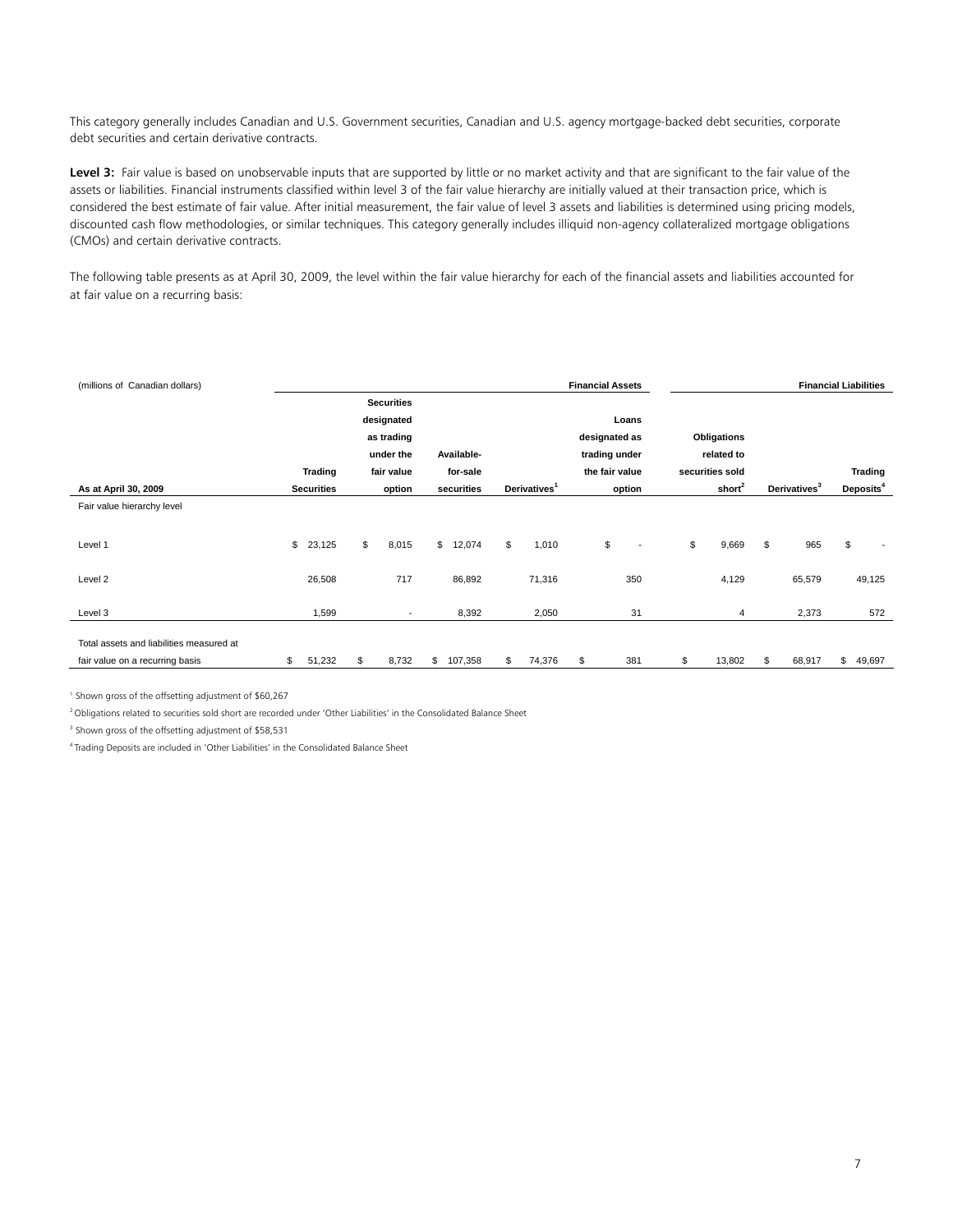This category generally includes Canadian and U.S. Government securities, Canadian and U.S. agency mortgage-backed debt securities, corporate debt securities and certain derivative contracts.

**Level 3:** Fair value is based on unobservable inputs that are supported by little or no market activity and that are significant to the fair value of the assets or liabilities. Financial instruments classified within level 3 of the fair value hierarchy are initially valued at their transaction price, which is considered the best estimate of fair value. After initial measurement, the fair value of level 3 assets and liabilities is determined using pricing models, discounted cash flow methodologies, or similar techniques. This category generally includes illiquid non-agency collateralized mortgage obligations (CMOs) and certain derivative contracts.

The following table presents as at April 30, 2009, the level within the fair value hierarchy for each of the financial assets and liabilities accounted for at fair value on a recurring basis:

| (millions of Canadian dollars) | | | | | Financial Assets | | | Financial Liabilities |
|---|---|---|---|---|---|---|---|---|
| **As at April 30, 2009** | **Trading Securities** | **Securities designated as trading under the fair value option** | **Available-for-sale securities** | **Derivatives[1]** | **Loans designated as trading under the fair value option** | **Obligations related to securities sold short[2]** | **Derivatives[3]** | **Trading Deposits[4]** |
| Fair value hierarchy level | | | | | | | | |
| Level 1 | $ 23,125 | $ 8,015 | $ 12,074 | $ 1,010 | $ - | $ 9,669 | $ 965 | $ - |
| Level 2 | 26,508 | 717 | 86,892 | 71,316 | 350 | 4,129 | 65,579 | 49,125 |
| Level 3 | 1,599 | - | 8,392 | 2,050 | 31 | 4 | 2,373 | 572 |
| Total assets and liabilities measured at fair value on a recurring basis | $ 51,232 | $ 8,732 | $ 107,358 | $ 74,376 | $ 381 | $ 13,802 | $ 68,917 | $ 49,697 |

[1] Shown gross of the offsetting adjustment of $60,267

[2] Obligations related to securities sold short are recorded under 'Other Liabilities' in the Consolidated Balance Sheet

[3] Shown gross of the offsetting adjustment of $58,531

[4] Trading Deposits are included in 'Other Liabilities' in the Consolidated Balance Sheet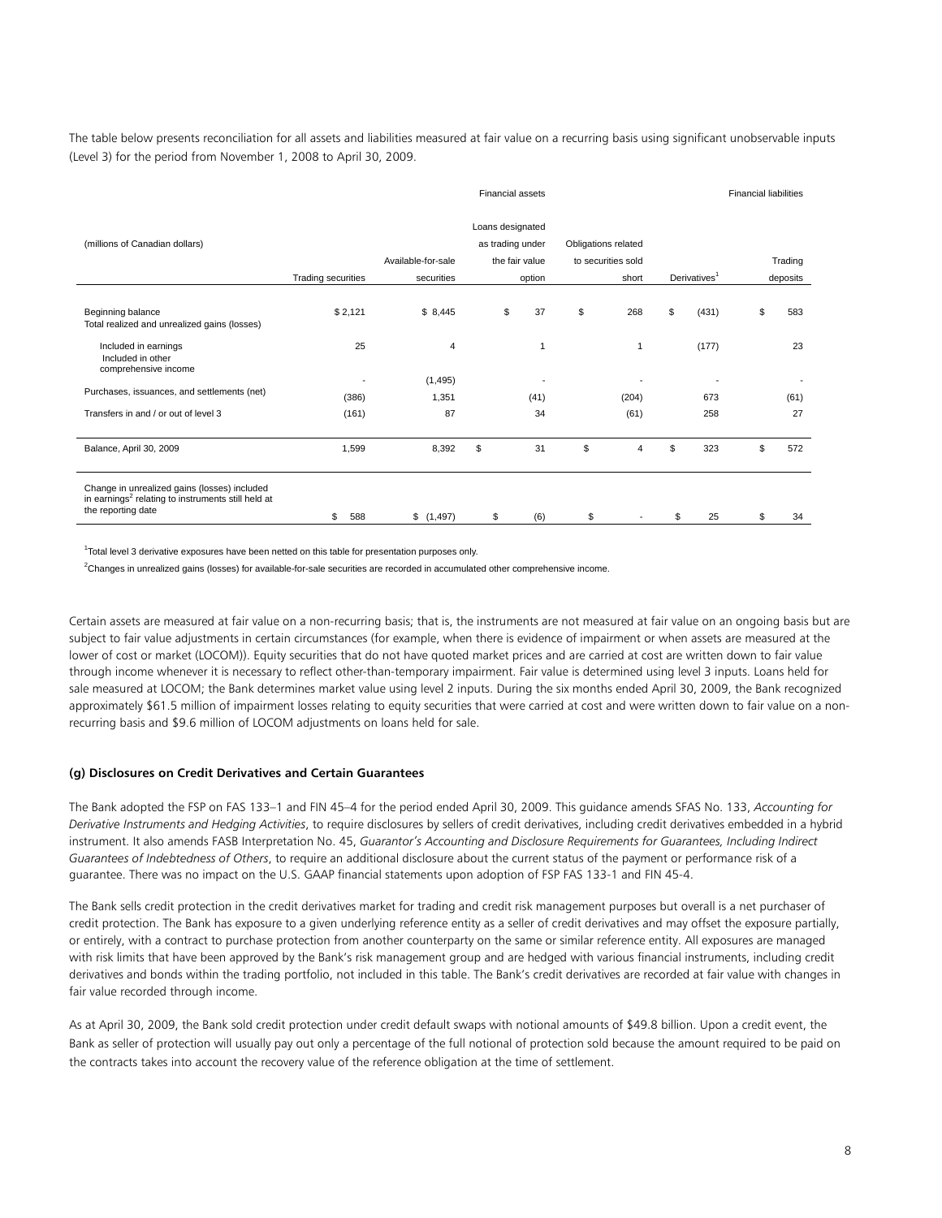The table below presents reconciliation for all assets and liabilities measured at fair value on a recurring basis using significant unobservable inputs (Level 3) for the period from November 1, 2008 to April 30, 2009.

| (millions of Canadian dollars) | Financial assets | | | | | Financial liabilities |
|---|---|---|---|---|---|---|
| | Trading securities | Available-for-sale securities | Loans designated as trading under the fair value option | Obligations related to securities sold short | Derivatives[1] | Trading deposits |
| Beginning balance | $ 2,121 | $ 8,445 | $ 37 | $ 268 | $ (431) | $ 583 |
| Total realized and unrealized gains (losses) | | | | | | |
| Included in earnings | 25 | 4 | 1 | 1 | (177) | 23 |
| Included in other comprehensive income | - | (1,495) | - | - | - | - |
| Purchases, issuances, and settlements (net) | (386) | 1,351 | (41) | (204) | 673 | (61) |
| Transfers in and / or out of level 3 | (161) | 87 | 34 | (61) | 258 | 27 |
| Balance, April 30, 2009 | 1,599 | 8,392 | $ 31 | $ 4 | $ 323 | $ 572 |
| Change in unrealized gains (losses) included in earnings[2] relating to instruments still held at the reporting date | $ 588 | $ (1,497) | $ (6) | $ - | $ 25 | $ 34 |

[1]Total level 3 derivative exposures have been netted on this table for presentation purposes only.

[2]Changes in unrealized gains (losses) for available-for-sale securities are recorded in accumulated other comprehensive income.

Certain assets are measured at fair value on a non-recurring basis; that is, the instruments are not measured at fair value on an ongoing basis but are subject to fair value adjustments in certain circumstances (for example, when there is evidence of impairment or when assets are measured at the lower of cost or market (LOCOM)). Equity securities that do not have quoted market prices and are carried at cost are written down to fair value through income whenever it is necessary to reflect other-than-temporary impairment. Fair value is determined using level 3 inputs. Loans held for sale measured at LOCOM; the Bank determines market value using level 2 inputs. During the six months ended April 30, 2009, the Bank recognized approximately $61.5 million of impairment losses relating to equity securities that were carried at cost and were written down to fair value on a non-recurring basis and $9.6 million of LOCOM adjustments on loans held for sale.

**(g) Disclosures on Credit Derivatives and Certain Guarantees**

The Bank adopted the FSP on FAS 133–1 and FIN 45–4 for the period ended April 30, 2009. This guidance amends SFAS No. 133, *Accounting for Derivative Instruments and Hedging Activities*, to require disclosures by sellers of credit derivatives, including credit derivatives embedded in a hybrid instrument. It also amends FASB Interpretation No. 45, *Guarantor's Accounting and Disclosure Requirements for Guarantees, Including Indirect Guarantees of Indebtedness of Others*, to require an additional disclosure about the current status of the payment or performance risk of a guarantee. There was no impact on the U.S. GAAP financial statements upon adoption of FSP FAS 133-1 and FIN 45-4.

The Bank sells credit protection in the credit derivatives market for trading and credit risk management purposes but overall is a net purchaser of credit protection. The Bank has exposure to a given underlying reference entity as a seller of credit derivatives and may offset the exposure partially, or entirely, with a contract to purchase protection from another counterparty on the same or similar reference entity. All exposures are managed with risk limits that have been approved by the Bank's risk management group and are hedged with various financial instruments, including credit derivatives and bonds within the trading portfolio, not included in this table. The Bank's credit derivatives are recorded at fair value with changes in fair value recorded through income.

As at April 30, 2009, the Bank sold credit protection under credit default swaps with notional amounts of $49.8 billion. Upon a credit event, the Bank as seller of protection will usually pay out only a percentage of the full notional of protection sold because the amount required to be paid on the contracts takes into account the recovery value of the reference obligation at the time of settlement.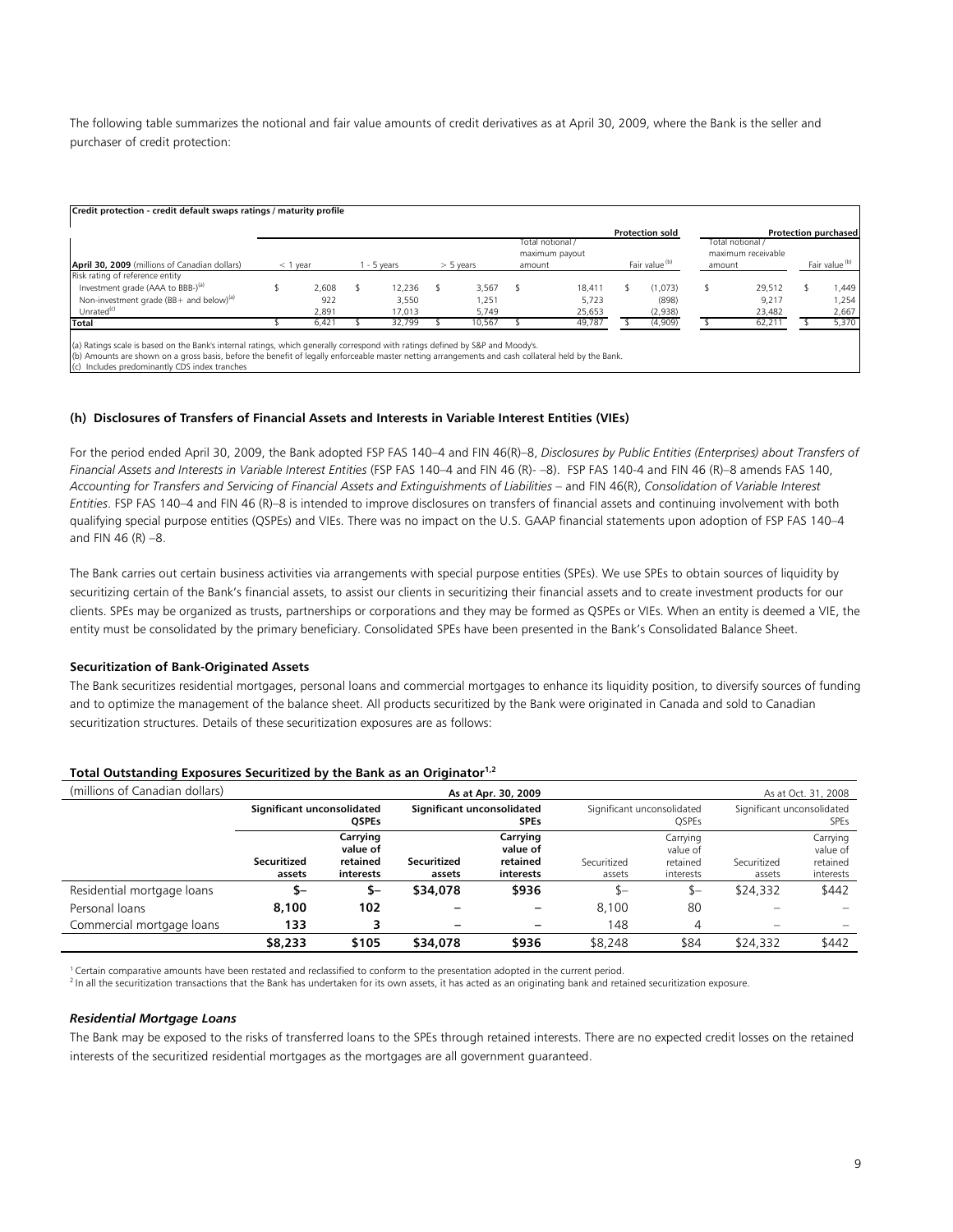The following table summarizes the notional and fair value amounts of credit derivatives as at April 30, 2009, where the Bank is the seller and purchaser of credit protection:

**Credit protection - credit default swaps ratings / maturity profile**

| | | | | Protection sold | | Protection purchased | |
|---|---|---|---|---|---|---|---|
| **April 30, 2009** (millions of Canadian dollars) | < 1 year | 1 - 5 years | > 5 years | Total notional / maximum payout amount | Fair value [b] | Total notional / maximum receivable amount | Fair value [b] |
| Risk rating of reference entity | | | | | | | |
| Investment grade (AAA to BBB-)[a] | $ 2,608 | $ 12,236 | $ 3,567 | $ 18,411 | $ (1,073) | $ 29,512 | $ 1,449 |
| Non-investment grade (BB+ and below)[a] | 922 | 3,550 | 1,251 | 5,723 | (898) | 9,217 | 1,254 |
| Unrated[c] | 2,891 | 17,013 | 5,749 | 25,653 | (2,938) | 23,482 | 2,667 |
| **Total** | $ 6,421 | $ 32,799 | $ 10,567 | $ 49,787 | $ (4,909) | $ 62,211 | $ 5,370 |

(a) Ratings scale is based on the Bank's internal ratings, which generally correspond with ratings defined by S&P and Moody's.
(b) Amounts are shown on a gross basis, before the benefit of legally enforceable master netting arrangements and cash collateral held by the Bank.
(c) Includes predominantly CDS index tranches

#### (h) Disclosures of Transfers of Financial Assets and Interests in Variable Interest Entities (VIEs)

For the period ended April 30, 2009, the Bank adopted FSP FAS 140–4 and FIN 46(R)–8, *Disclosures by Public Entities (Enterprises) about Transfers of Financial Assets and Interests in Variable Interest Entities* (FSP FAS 140–4 and FIN 46 (R)- –8). FSP FAS 140-4 and FIN 46 (R)–8 amends FAS 140, *Accounting for Transfers and Servicing of Financial Assets and Extinguishments of Liabilities* – and FIN 46(R), *Consolidation of Variable Interest Entities*. FSP FAS 140–4 and FIN 46 (R)–8 is intended to improve disclosures on transfers of financial assets and continuing involvement with both qualifying special purpose entities (QSPEs) and VIEs. There was no impact on the U.S. GAAP financial statements upon adoption of FSP FAS 140–4 and FIN 46 (R) –8.

The Bank carries out certain business activities via arrangements with special purpose entities (SPEs). We use SPEs to obtain sources of liquidity by securitizing certain of the Bank's financial assets, to assist our clients in securitizing their financial assets and to create investment products for our clients. SPEs may be organized as trusts, partnerships or corporations and they may be formed as QSPEs or VIEs. When an entity is deemed a VIE, the entity must be consolidated by the primary beneficiary. Consolidated SPEs have been presented in the Bank's Consolidated Balance Sheet.

**Securitization of Bank-Originated Assets**

The Bank securitizes residential mortgages, personal loans and commercial mortgages to enhance its liquidity position, to diversify sources of funding and to optimize the management of the balance sheet. All products securitized by the Bank were originated in Canada and sold to Canadian securitization structures. Details of these securitization exposures are as follows:

**Total Outstanding Exposures Securitized by the Bank as an Originator[1,2]**

| (millions of Canadian dollars) | As at Apr. 30, 2009 | | | | As at Oct. 31, 2008 | | | |
|---|---|---|---|---|---|---|---|---|
| | **Significant unconsolidated QSPEs** | | **Significant unconsolidated SPEs** | | Significant unconsolidated QSPEs | | Significant unconsolidated SPEs | |
| | **Securitized assets** | **Carrying value of retained interests** | **Securitized assets** | **Carrying value of retained interests** | Securitized assets | Carrying value of retained interests | Securitized assets | Carrying value of retained interests |
| Residential mortgage loans | **$–** | **$–** | **$34,078** | **$936** | $– | $– | $24,332 | $442 |
| Personal loans | **8,100** | **102** | **–** | **–** | 8,100 | 80 | – | – |
| Commercial mortgage loans | **133** | **3** | **–** | **–** | 148 | 4 | – | – |
| | **$8,233** | **$105** | **$34,078** | **$936** | $8,248 | $84 | $24,332 | $442 |

[1] Certain comparative amounts have been restated and reclassified to conform to the presentation adopted in the current period.
[2] In all the securitization transactions that the Bank has undertaken for its own assets, it has acted as an originating bank and retained securitization exposure.

***Residential Mortgage Loans***

The Bank may be exposed to the risks of transferred loans to the SPEs through retained interests. There are no expected credit losses on the retained interests of the securitized residential mortgages as the mortgages are all government guaranteed.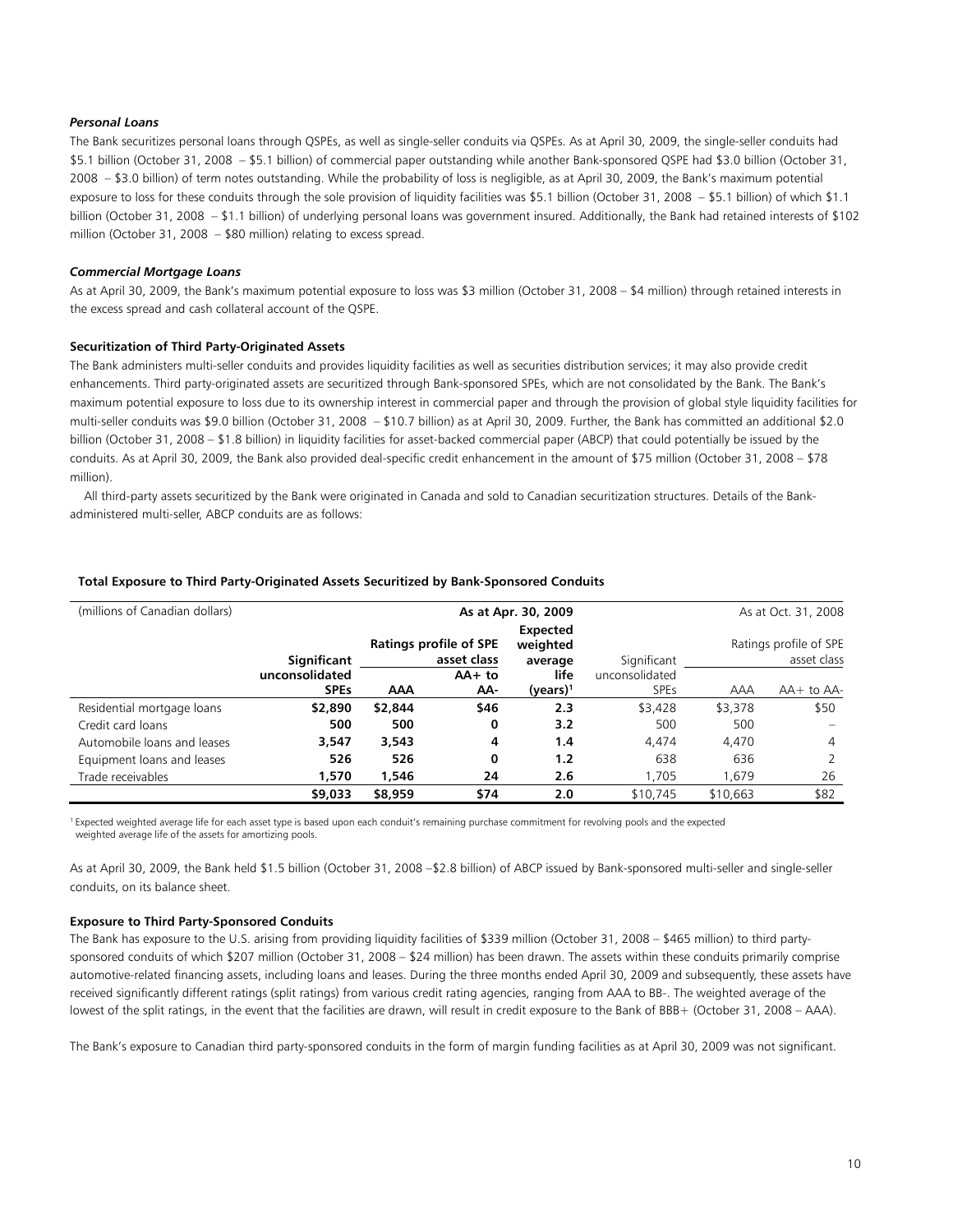***Personal Loans***

The Bank securitizes personal loans through QSPEs, as well as single-seller conduits via QSPEs. As at April 30, 2009, the single-seller conduits had \$5.1 billion (October 31, 2008 – \$5.1 billion) of commercial paper outstanding while another Bank-sponsored QSPE had \$3.0 billion (October 31, 2008 – \$3.0 billion) of term notes outstanding. While the probability of loss is negligible, as at April 30, 2009, the Bank's maximum potential exposure to loss for these conduits through the sole provision of liquidity facilities was \$5.1 billion (October 31, 2008 – \$5.1 billion) of which \$1.1 billion (October 31, 2008 – \$1.1 billion) of underlying personal loans was government insured. Additionally, the Bank had retained interests of \$102 million (October 31, 2008 – \$80 million) relating to excess spread.

***Commercial Mortgage Loans***

As at April 30, 2009, the Bank's maximum potential exposure to loss was \$3 million (October 31, 2008 – \$4 million) through retained interests in the excess spread and cash collateral account of the QSPE.

**Securitization of Third Party-Originated Assets**

The Bank administers multi-seller conduits and provides liquidity facilities as well as securities distribution services; it may also provide credit enhancements. Third party-originated assets are securitized through Bank-sponsored SPEs, which are not consolidated by the Bank. The Bank's maximum potential exposure to loss due to its ownership interest in commercial paper and through the provision of global style liquidity facilities for multi-seller conduits was \$9.0 billion (October 31, 2008 – \$10.7 billion) as at April 30, 2009. Further, the Bank has committed an additional \$2.0 billion (October 31, 2008 – \$1.8 billion) in liquidity facilities for asset-backed commercial paper (ABCP) that could potentially be issued by the conduits. As at April 30, 2009, the Bank also provided deal-specific credit enhancement in the amount of \$75 million (October 31, 2008 – \$78 million).

All third-party assets securitized by the Bank were originated in Canada and sold to Canadian securitization structures. Details of the Bank-administered multi-seller, ABCP conduits are as follows:

**Total Exposure to Third Party-Originated Assets Securitized by Bank-Sponsored Conduits**

| (millions of Canadian dollars) | As at Apr. 30, 2009 | | | | As at Oct. 31, 2008 | | |
|---|---|---|---|---|---|---|---|
| | **Significant unconsolidated SPEs** | **Ratings profile of SPE asset class** | | **Expected weighted average life (years)[1]** | Significant unconsolidated SPEs | Ratings profile of SPE asset class | |
| | | **AAA** | **AA+ to AA-** | | | AAA | AA+ to AA- |
| Residential mortgage loans | **\$2,890** | **\$2,844** | **\$46** | **2.3** | \$3,428 | \$3,378 | \$50 |
| Credit card loans | **500** | **500** | **0** | **3.2** | 500 | 500 | – |
| Automobile loans and leases | **3,547** | **3,543** | **4** | **1.4** | 4,474 | 4,470 | 4 |
| Equipment loans and leases | **526** | **526** | **0** | **1.2** | 638 | 636 | 2 |
| Trade receivables | **1,570** | **1,546** | **24** | **2.6** | 1,705 | 1,679 | 26 |
| | **\$9,033** | **\$8,959** | **\$74** | **2.0** | \$10,745 | \$10,663 | \$82 |

[1] Expected weighted average life for each asset type is based upon each conduit's remaining purchase commitment for revolving pools and the expected weighted average life of the assets for amortizing pools.

As at April 30, 2009, the Bank held \$1.5 billion (October 31, 2008 –\$2.8 billion) of ABCP issued by Bank-sponsored multi-seller and single-seller conduits, on its balance sheet.

**Exposure to Third Party-Sponsored Conduits**

The Bank has exposure to the U.S. arising from providing liquidity facilities of \$339 million (October 31, 2008 – \$465 million) to third party-sponsored conduits of which \$207 million (October 31, 2008 – \$24 million) has been drawn. The assets within these conduits primarily comprise automotive-related financing assets, including loans and leases. During the three months ended April 30, 2009 and subsequently, these assets have received significantly different ratings (split ratings) from various credit rating agencies, ranging from AAA to BB-. The weighted average of the lowest of the split ratings, in the event that the facilities are drawn, will result in credit exposure to the Bank of BBB+ (October 31, 2008 – AAA).

The Bank's exposure to Canadian third party-sponsored conduits in the form of margin funding facilities as at April 30, 2009 was not significant.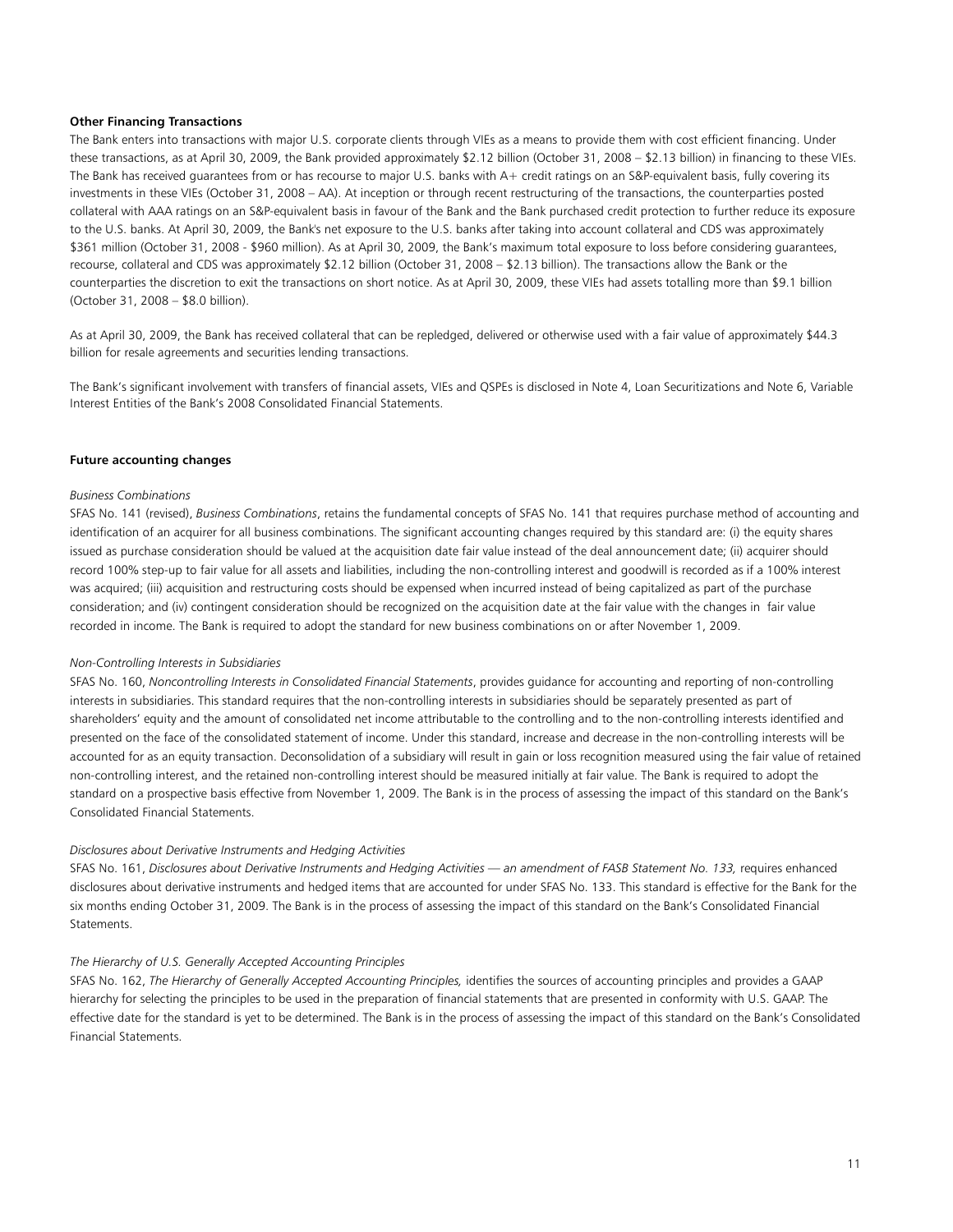**Other Financing Transactions**

The Bank enters into transactions with major U.S. corporate clients through VIEs as a means to provide them with cost efficient financing. Under these transactions, as at April 30, 2009, the Bank provided approximately $2.12 billion (October 31, 2008 – $2.13 billion) in financing to these VIEs. The Bank has received guarantees from or has recourse to major U.S. banks with A+ credit ratings on an S&P-equivalent basis, fully covering its investments in these VIEs (October 31, 2008 – AA). At inception or through recent restructuring of the transactions, the counterparties posted collateral with AAA ratings on an S&P-equivalent basis in favour of the Bank and the Bank purchased credit protection to further reduce its exposure to the U.S. banks. At April 30, 2009, the Bank's net exposure to the U.S. banks after taking into account collateral and CDS was approximately $361 million (October 31, 2008 - $960 million). As at April 30, 2009, the Bank's maximum total exposure to loss before considering guarantees, recourse, collateral and CDS was approximately $2.12 billion (October 31, 2008 – $2.13 billion). The transactions allow the Bank or the counterparties the discretion to exit the transactions on short notice. As at April 30, 2009, these VIEs had assets totalling more than $9.1 billion (October 31, 2008 – $8.0 billion).

As at April 30, 2009, the Bank has received collateral that can be repledged, delivered or otherwise used with a fair value of approximately $44.3 billion for resale agreements and securities lending transactions.

The Bank's significant involvement with transfers of financial assets, VIEs and QSPEs is disclosed in Note 4, Loan Securitizations and Note 6, Variable Interest Entities of the Bank's 2008 Consolidated Financial Statements.

**Future accounting changes**

*Business Combinations*

SFAS No. 141 (revised), *Business Combinations*, retains the fundamental concepts of SFAS No. 141 that requires purchase method of accounting and identification of an acquirer for all business combinations. The significant accounting changes required by this standard are: (i) the equity shares issued as purchase consideration should be valued at the acquisition date fair value instead of the deal announcement date; (ii) acquirer should record 100% step-up to fair value for all assets and liabilities, including the non-controlling interest and goodwill is recorded as if a 100% interest was acquired; (iii) acquisition and restructuring costs should be expensed when incurred instead of being capitalized as part of the purchase consideration; and (iv) contingent consideration should be recognized on the acquisition date at the fair value with the changes in fair value recorded in income. The Bank is required to adopt the standard for new business combinations on or after November 1, 2009.

*Non-Controlling Interests in Subsidiaries*

SFAS No. 160, *Noncontrolling Interests in Consolidated Financial Statements*, provides guidance for accounting and reporting of non-controlling interests in subsidiaries. This standard requires that the non-controlling interests in subsidiaries should be separately presented as part of shareholders' equity and the amount of consolidated net income attributable to the controlling and to the non-controlling interests identified and presented on the face of the consolidated statement of income. Under this standard, increase and decrease in the non-controlling interests will be accounted for as an equity transaction. Deconsolidation of a subsidiary will result in gain or loss recognition measured using the fair value of retained non-controlling interest, and the retained non-controlling interest should be measured initially at fair value. The Bank is required to adopt the standard on a prospective basis effective from November 1, 2009. The Bank is in the process of assessing the impact of this standard on the Bank's Consolidated Financial Statements.

*Disclosures about Derivative Instruments and Hedging Activities*

SFAS No. 161, *Disclosures about Derivative Instruments and Hedging Activities — an amendment of FASB Statement No. 133,* requires enhanced disclosures about derivative instruments and hedged items that are accounted for under SFAS No. 133. This standard is effective for the Bank for the six months ending October 31, 2009. The Bank is in the process of assessing the impact of this standard on the Bank's Consolidated Financial Statements.

*The Hierarchy of U.S. Generally Accepted Accounting Principles*

SFAS No. 162, *The Hierarchy of Generally Accepted Accounting Principles,* identifies the sources of accounting principles and provides a GAAP hierarchy for selecting the principles to be used in the preparation of financial statements that are presented in conformity with U.S. GAAP. The effective date for the standard is yet to be determined. The Bank is in the process of assessing the impact of this standard on the Bank's Consolidated Financial Statements.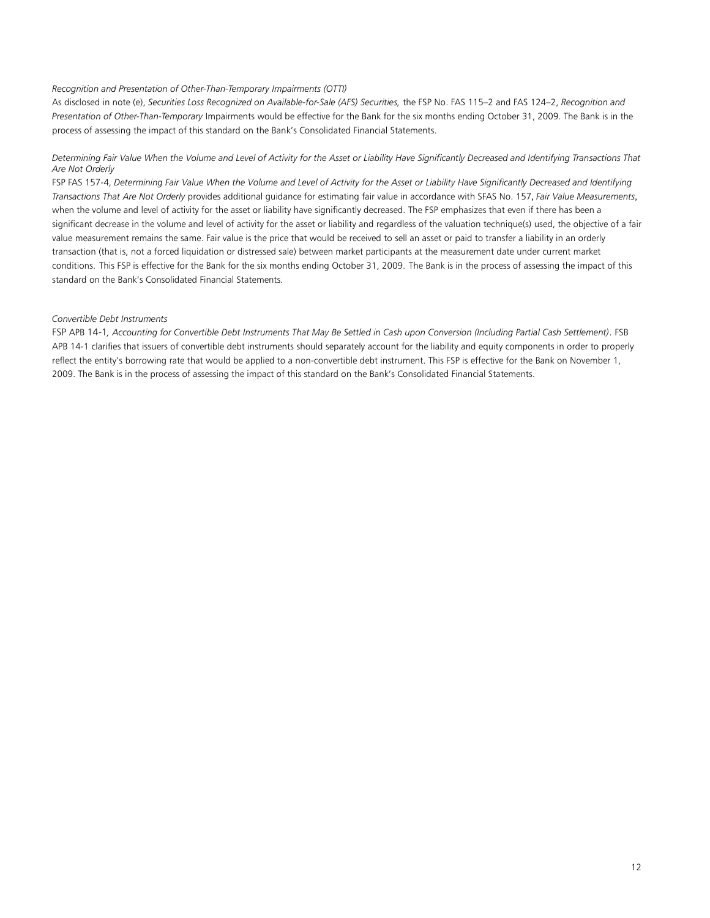*Recognition and Presentation of Other-Than-Temporary Impairments (OTTI)*

As disclosed in note (e), *Securities Loss Recognized on Available-for-Sale (AFS) Securities,* the FSP No. FAS 115–2 and FAS 124–2, *Recognition and Presentation of Other-Than-Temporary* Impairments would be effective for the Bank for the six months ending October 31, 2009. The Bank is in the process of assessing the impact of this standard on the Bank's Consolidated Financial Statements.

*Determining Fair Value When the Volume and Level of Activity for the Asset or Liability Have Significantly Decreased and Identifying Transactions That Are Not Orderly*

FSP FAS 157-4, *Determining Fair Value When the Volume and Level of Activity for the Asset or Liability Have Significantly Decreased and Identifying Transactions That Are Not Orderly* provides additional guidance for estimating fair value in accordance with SFAS No. 157, *Fair Value Measurements*, when the volume and level of activity for the asset or liability have significantly decreased. The FSP emphasizes that even if there has been a significant decrease in the volume and level of activity for the asset or liability and regardless of the valuation technique(s) used, the objective of a fair value measurement remains the same. Fair value is the price that would be received to sell an asset or paid to transfer a liability in an orderly transaction (that is, not a forced liquidation or distressed sale) between market participants at the measurement date under current market conditions. This FSP is effective for the Bank for the six months ending October 31, 2009. The Bank is in the process of assessing the impact of this standard on the Bank's Consolidated Financial Statements.

*Convertible Debt Instruments*

FSP APB 14-1, *Accounting for Convertible Debt Instruments That May Be Settled in Cash upon Conversion (Including Partial Cash Settlement)*. FSB APB 14-1 clarifies that issuers of convertible debt instruments should separately account for the liability and equity components in order to properly reflect the entity's borrowing rate that would be applied to a non-convertible debt instrument. This FSP is effective for the Bank on November 1, 2009. The Bank is in the process of assessing the impact of this standard on the Bank's Consolidated Financial Statements.